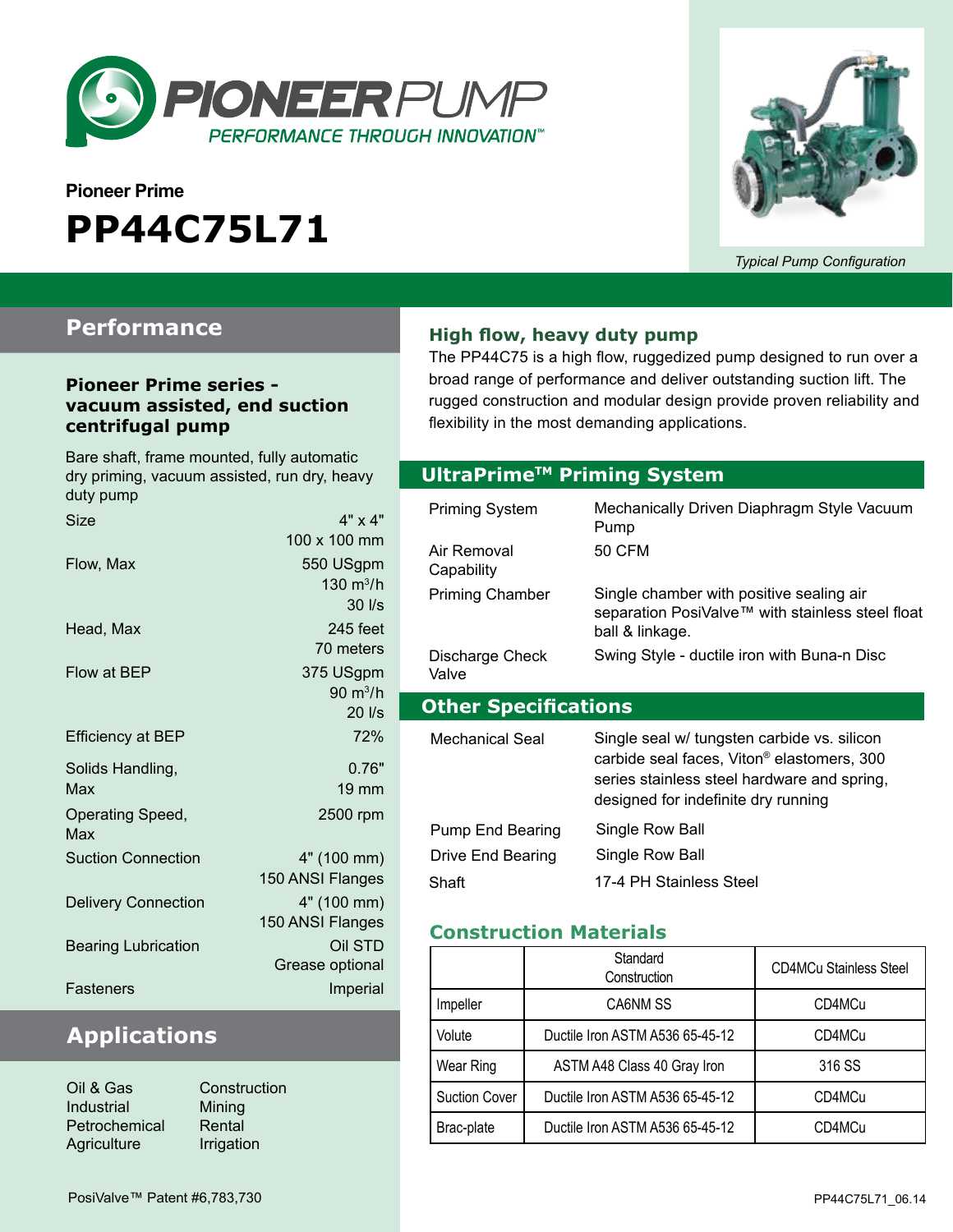# PIONEER PUMP

*PERFORMANCE THROUGH INNOVATION™*

**Pioneer Prime**

# PP44C75L71

*Typical Pump Configuration*

## Performance

### Pioneer Prime series - vacuum assisted, end suction centrifugal pump

Bare shaft, frame mounted, fully automatic dry priming, vacuum assisted, run dry, heavy duty pump

| | |
|---|---|
| Size | 4" x 4"<br>100 x 100 mm |
| Flow, Max | 550 USgpm<br>130 m³/h<br>30 l/s |
| Head, Max | 245 feet<br>70 meters |
| Flow at BEP | 375 USgpm<br>90 m³/h<br>20 l/s |
| Efficiency at BEP | 72% |
| Solids Handling, Max | 0.76"<br>19 mm |
| Operating Speed, Max | 2500 rpm |
| Suction Connection | 4" (100 mm)<br>150 ANSI Flanges |
| Delivery Connection | 4" (100 mm)<br>150 ANSI Flanges |
| Bearing Lubrication | Oil STD<br>Grease optional |
| Fasteners | Imperial |

## Applications

- Oil & Gas
- Industrial
- Petrochemical
- Agriculture
- Construction
- Mining
- Rental
- Irrigation

### High flow, heavy duty pump

The PP44C75 is a high flow, ruggedized pump designed to run over a broad range of performance and deliver outstanding suction lift. The rugged construction and modular design provide proven reliability and flexibility in the most demanding applications.

## UltraPrime™ Priming System

| | |
|---|---|
| Priming System | Mechanically Driven Diaphragm Style Vacuum Pump |
| Air Removal Capability | 50 CFM |
| Priming Chamber | Single chamber with positive sealing air separation PosiValve™ with stainless steel float ball & linkage. |
| Discharge Check Valve | Swing Style - ductile iron with Buna-n Disc |

## Other Specifications

| | |
|---|---|
| Mechanical Seal | Single seal w/ tungsten carbide vs. silicon carbide seal faces, Viton® elastomers, 300 series stainless steel hardware and spring, designed for indefinite dry running |
| Pump End Bearing | Single Row Ball |
| Drive End Bearing | Single Row Ball |
| Shaft | 17-4 PH Stainless Steel |

### Construction Materials

| | Standard Construction | CD4MCu Stainless Steel |
|---|---|---|
| Impeller | CA6NM SS | CD4MCu |
| Volute | Ductile Iron ASTM A536 65-45-12 | CD4MCu |
| Wear Ring | ASTM A48 Class 40 Gray Iron | 316 SS |
| Suction Cover | Ductile Iron ASTM A536 65-45-12 | CD4MCu |
| Brac-plate | Ductile Iron ASTM A536 65-45-12 | CD4MCu |

PosiValve™ Patent #6,783,730

PP44C75L71_06.14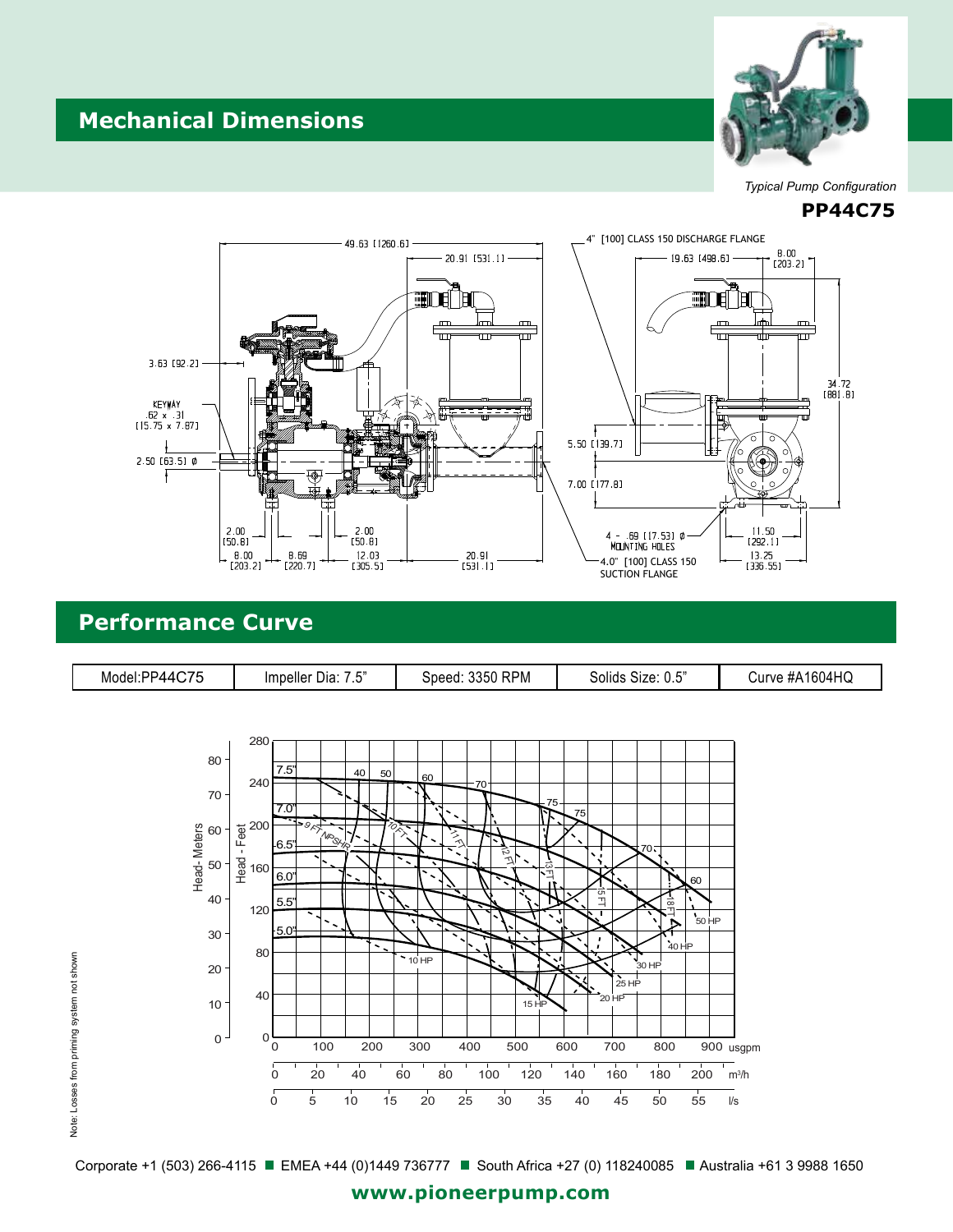## Mechanical Dimensions

*Typical Pump Configuration*

**PP44C75**

49.63 [1260.6]
20.91 [531.1]
3.63 [92.2]
KEYWAY
.62 x .31
[15.75 x 7.87]
2.50 [63.5] Ø
2.00
[50.8]
8.00
[203.2]
8.69
[220.7]
2.00
[50.8]
12.03
[305.5]
20.91
[531.1]
4" [100] CLASS 150 DISCHARGE FLANGE
19.63 [498.6]
8.00
[203.2]
34.72
[881.8]
5.50 [139.7]
7.00 [177.8]
4 - .69 [17.53] Ø
MOUNTING HOLES
4.0" [100] CLASS 150
SUCTION FLANGE
11.50
[292.1]
13.25
[336.55]

## Performance Curve

| Model:PP44C75 | Impeller Dia: 7.5" | Speed: 3350 RPM | Solids Size: 0.5" | Curve #A1604HQ |
|---|---|---|---|---|

Head- Meters
Head - Feet
0 10 20 30 40 50 60 70 80
0 40 80 120 160 200 240 280
7.5"
7.0"
6.5"
6.0"
5.5"
5.0"
40 50 60 70 75 75 70 60
9 FT NPSHR
10 FT
11 FT
12 FT
13 FT
15 FT
18 FT
10 HP
15 HP
20 HP
25 HP
30 HP
40 HP
50 HP
0 100 200 300 400 500 600 700 800 900 usgpm
0 20 40 60 80 100 120 140 160 180 200 m³/h
0 5 10 15 20 25 30 35 40 45 50 55 l/s

Note: Losses from priming system not shown

Corporate +1 (503) 266-4115 ■ EMEA +44 (0)1449 736777 ■ South Africa +27 (0) 118240085 ■ Australia +61 3 9988 1650

**www.pioneerpump.com**